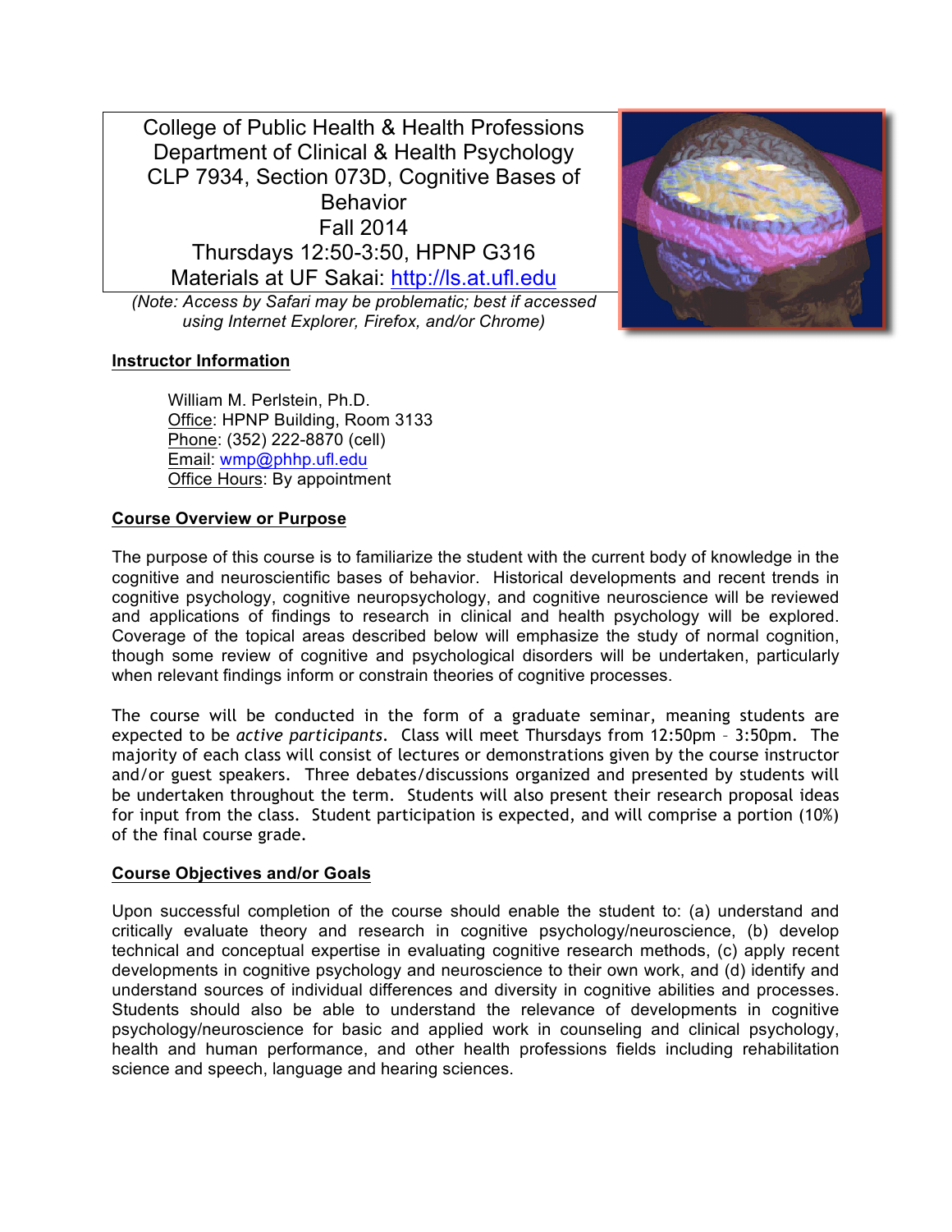# College of Public Health & Health Professions
## Department of Clinical & Health Psychology
## CLP 7934, Section 073D, Cognitive Bases of Behavior

Fall 2014

Thursdays 12:50-3:50, HPNP G316

Materials at UF Sakai: http://ls.at.ufl.edu

*(Note: Access by Safari may be problematic; best if accessed using Internet Explorer, Firefox, and/or Chrome)*

### Instructor Information

William M. Perlstein, Ph.D.
Office: HPNP Building, Room 3133
Phone: (352) 222-8870 (cell)
Email: wmp@phhp.ufl.edu
Office Hours: By appointment

### Course Overview or Purpose

The purpose of this course is to familiarize the student with the current body of knowledge in the cognitive and neuroscientific bases of behavior. Historical developments and recent trends in cognitive psychology, cognitive neuropsychology, and cognitive neuroscience will be reviewed and applications of findings to research in clinical and health psychology will be explored. Coverage of the topical areas described below will emphasize the study of normal cognition, though some review of cognitive and psychological disorders will be undertaken, particularly when relevant findings inform or constrain theories of cognitive processes.

The course will be conducted in the form of a graduate seminar, meaning students are expected to be *active participants*. Class will meet Thursdays from 12:50pm – 3:50pm. The majority of each class will consist of lectures or demonstrations given by the course instructor and/or guest speakers. Three debates/discussions organized and presented by students will be undertaken throughout the term. Students will also present their research proposal ideas for input from the class. Student participation is expected, and will comprise a portion (10%) of the final course grade.

### Course Objectives and/or Goals

Upon successful completion of the course should enable the student to: (a) understand and critically evaluate theory and research in cognitive psychology/neuroscience, (b) develop technical and conceptual expertise in evaluating cognitive research methods, (c) apply recent developments in cognitive psychology and neuroscience to their own work, and (d) identify and understand sources of individual differences and diversity in cognitive abilities and processes. Students should also be able to understand the relevance of developments in cognitive psychology/neuroscience for basic and applied work in counseling and clinical psychology, health and human performance, and other health professions fields including rehabilitation science and speech, language and hearing sciences.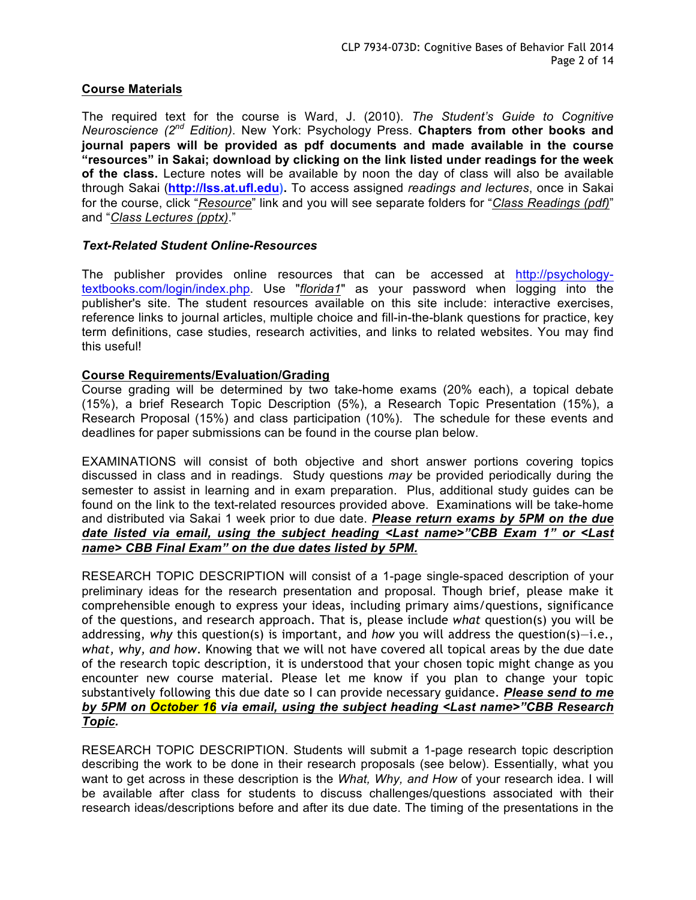## Course Materials

The required text for the course is Ward, J. (2010). *The Student's Guide to Cognitive Neuroscience (2nd Edition)*. New York: Psychology Press. **Chapters from other books and journal papers will be provided as pdf documents and made available in the course "resources" in Sakai; download by clicking on the link listed under readings for the week of the class.** Lecture notes will be available by noon the day of class will also be available through Sakai (**http://lss.at.ufl.edu**). To access assigned *readings and lectures*, once in Sakai for the course, click "*Resource*" link and you will see separate folders for "*Class Readings (pdf)*" and "*Class Lectures (pptx)*."

### *Text-Related Student Online-Resources*

The publisher provides online resources that can be accessed at http://psychology-textbooks.com/login/index.php. Use "*florida1*" as your password when logging into the publisher's site. The student resources available on this site include: interactive exercises, reference links to journal articles, multiple choice and fill-in-the-blank questions for practice, key term definitions, case studies, research activities, and links to related websites. You may find this useful!

## Course Requirements/Evaluation/Grading

Course grading will be determined by two take-home exams (20% each), a topical debate (15%), a brief Research Topic Description (5%), a Research Topic Presentation (15%), a Research Proposal (15%) and class participation (10%). The schedule for these events and deadlines for paper submissions can be found in the course plan below.

EXAMINATIONS will consist of both objective and short answer portions covering topics discussed in class and in readings. Study questions *may* be provided periodically during the semester to assist in learning and in exam preparation. Plus, additional study guides can be found on the link to the text-related resources provided above. Examinations will be take-home and distributed via Sakai 1 week prior to due date. ***Please return exams by 5PM on the due date listed via email, using the subject heading <Last name>"CBB Exam 1" or <Last name> CBB Final Exam" on the due dates listed by 5PM.***

RESEARCH TOPIC DESCRIPTION will consist of a 1-page single-spaced description of your preliminary ideas for the research presentation and proposal. Though brief, please make it comprehensible enough to express your ideas, including primary aims/questions, significance of the questions, and research approach. That is, please include *what* question(s) you will be addressing, *why* this question(s) is important, and *how* you will address the question(s)—i.e., *what, why, and how*. Knowing that we will not have covered all topical areas by the due date of the research topic description, it is understood that your chosen topic might change as you encounter new course material. Please let me know if you plan to change your topic substantively following this due date so I can provide necessary guidance. ***Please send to me by 5PM on October 16 via email, using the subject heading <Last name>"CBB Research Topic.***

RESEARCH TOPIC DESCRIPTION. Students will submit a 1-page research topic description describing the work to be done in their research proposals (see below). Essentially, what you want to get across in these description is the *What, Why, and How* of your research idea. I will be available after class for students to discuss challenges/questions associated with their research ideas/descriptions before and after its due date. The timing of the presentations in the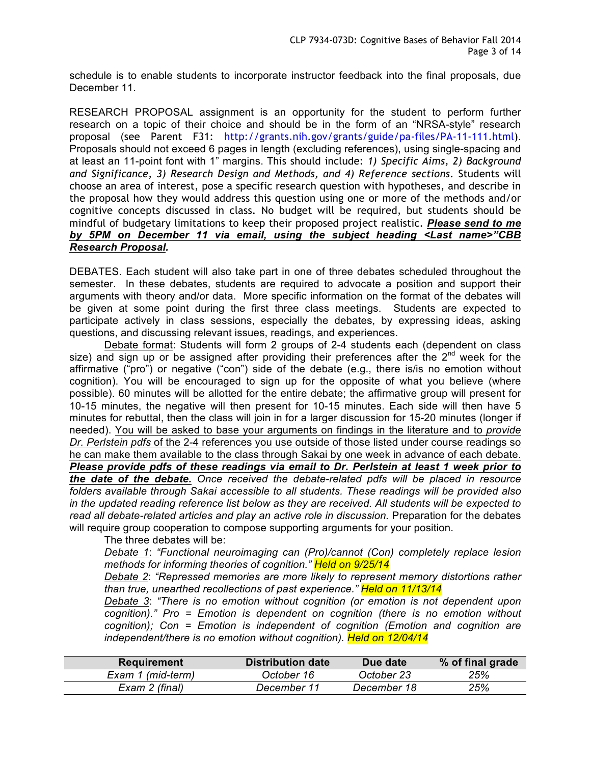schedule is to enable students to incorporate instructor feedback into the final proposals, due December 11.

RESEARCH PROPOSAL assignment is an opportunity for the student to perform further research on a topic of their choice and should be in the form of an "NRSA-style" research proposal (see Parent F31: http://grants.nih.gov/grants/guide/pa-files/PA-11-111.html). Proposals should not exceed 6 pages in length (excluding references), using single-spacing and at least an 11-point font with 1" margins. This should include: *1) Specific Aims, 2) Background and Significance, 3) Research Design and Methods, and 4) Reference sections.* Students will choose an area of interest, pose a specific research question with hypotheses, and describe in the proposal how they would address this question using one or more of the methods and/or cognitive concepts discussed in class. No budget will be required, but students should be mindful of budgetary limitations to keep their proposed project realistic. ***Please send to me by 5PM on December 11 via email, using the subject heading <Last name>"CBB Research Proposal.***

DEBATES. Each student will also take part in one of three debates scheduled throughout the semester. In these debates, students are required to advocate a position and support their arguments with theory and/or data. More specific information on the format of the debates will be given at some point during the first three class meetings. Students are expected to participate actively in class sessions, especially the debates, by expressing ideas, asking questions, and discussing relevant issues, readings, and experiences.

Debate format: Students will form 2 groups of 2-4 students each (dependent on class size) and sign up or be assigned after providing their preferences after the 2nd week for the affirmative ("pro") or negative ("con") side of the debate (e.g., there is/is no emotion without cognition). You will be encouraged to sign up for the opposite of what you believe (where possible). 60 minutes will be allotted for the entire debate; the affirmative group will present for 10-15 minutes, the negative will then present for 10-15 minutes. Each side will then have 5 minutes for rebuttal, then the class will join in for a larger discussion for 15-20 minutes (longer if needed). You will be asked to base your arguments on findings in the literature and to *provide Dr. Perlstein pdfs* of the 2-4 references you use outside of those listed under course readings so he can make them available to the class through Sakai by one week in advance of each debate. ***Please provide pdfs of these readings via email to Dr. Perlstein at least 1 week prior to the date of the debate.*** *Once received the debate-related pdfs will be placed in resource folders available through Sakai accessible to all students. These readings will be provided also in the updated reading reference list below as they are received. All students will be expected to read all debate-related articles and play an active role in discussion.* Preparation for the debates will require group cooperation to compose supporting arguments for your position.

The three debates will be:

*Debate 1: "Functional neuroimaging can (Pro)/cannot (Con) completely replace lesion methods for informing theories of cognition." Held on 9/25/14*

*Debate 2: "Repressed memories are more likely to represent memory distortions rather than true, unearthed recollections of past experience." Held on 11/13/14*

*Debate 3: "There is no emotion without cognition (or emotion is not dependent upon cognition)." Pro = Emotion is dependent on cognition (there is no emotion without cognition); Con = Emotion is independent of cognition (Emotion and cognition are independent/there is no emotion without cognition). Held on 12/04/14*

| Requirement | Distribution date | Due date | % of final grade |
|---|---|---|---|
| *Exam 1 (mid-term)* | *October 16* | *October 23* | *25%* |
| *Exam 2 (final)* | *December 11* | *December 18* | *25%* |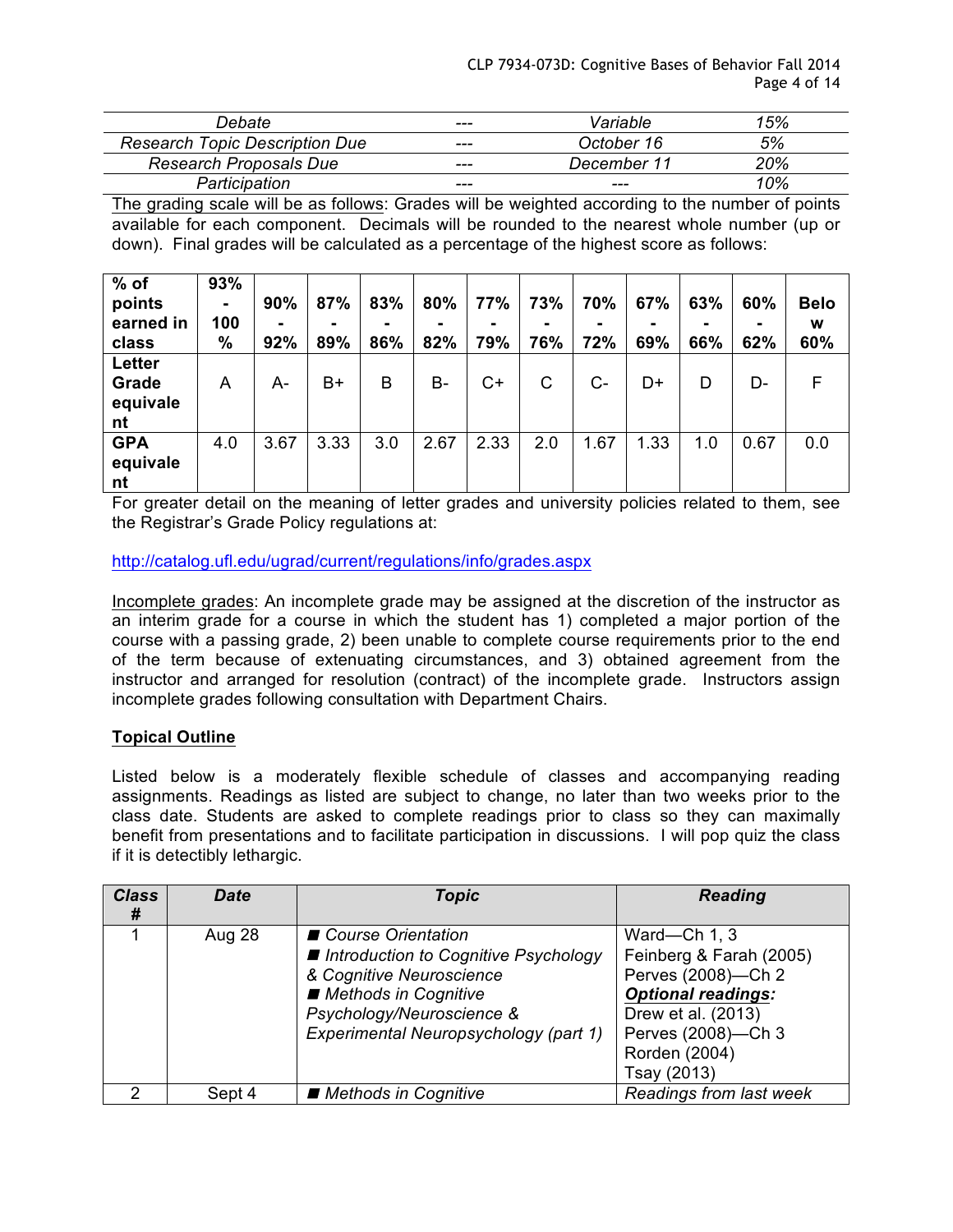| *Debate* | --- | *Variable* | *15%* |
|---|---|---|---|
| *Research Topic Description Due* | --- | *October 16* | *5%* |
| *Research Proposals Due* | --- | *December 11* | *20%* |
| *Participation* | --- | --- | *10%* |

The grading scale will be as follows: Grades will be weighted according to the number of points available for each component. Decimals will be rounded to the nearest whole number (up or down). Final grades will be calculated as a percentage of the highest score as follows:

| **% of points earned in class** | **93% - 100 %** | **90% - 92%** | **87% - 89%** | **83% - 86%** | **80% - 82%** | **77% - 79%** | **73% - 76%** | **70% - 72%** | **67% - 69%** | **63% - 66%** | **60% - 62%** | **Below 60%** |
|---|---|---|---|---|---|---|---|---|---|---|---|---|
| **Letter Grade equivalent** | A | A- | B+ | B | B- | C+ | C | C- | D+ | D | D- | F |
| **GPA equivalent** | 4.0 | 3.67 | 3.33 | 3.0 | 2.67 | 2.33 | 2.0 | 1.67 | 1.33 | 1.0 | 0.67 | 0.0 |

For greater detail on the meaning of letter grades and university policies related to them, see the Registrar's Grade Policy regulations at:

http://catalog.ufl.edu/ugrad/current/regulations/info/grades.aspx

Incomplete grades: An incomplete grade may be assigned at the discretion of the instructor as an interim grade for a course in which the student has 1) completed a major portion of the course with a passing grade, 2) been unable to complete course requirements prior to the end of the term because of extenuating circumstances, and 3) obtained agreement from the instructor and arranged for resolution (contract) of the incomplete grade. Instructors assign incomplete grades following consultation with Department Chairs.

**Topical Outline**

Listed below is a moderately flexible schedule of classes and accompanying reading assignments. Readings as listed are subject to change, no later than two weeks prior to the class date. Students are asked to complete readings prior to class so they can maximally benefit from presentations and to facilitate participation in discussions. I will pop quiz the class if it is detectibly lethargic.

| ***Class #*** | ***Date*** | ***Topic*** | ***Reading*** |
|---|---|---|---|
| 1 | Aug 28 | ■ *Course Orientation*<br>■ *Introduction to Cognitive Psychology & Cognitive Neuroscience*<br>■ *Methods in Cognitive Psychology/Neuroscience & Experimental Neuropsychology (part 1)* | Ward—Ch 1, 3<br>Feinberg & Farah (2005)<br>Perves (2008)—Ch 2<br>***Optional readings:***<br>Drew et al. (2013)<br>Perves (2008)—Ch 3<br>Rorden (2004)<br>Tsay (2013) |
| 2 | Sept 4 | ■ *Methods in Cognitive* | *Readings from last week* |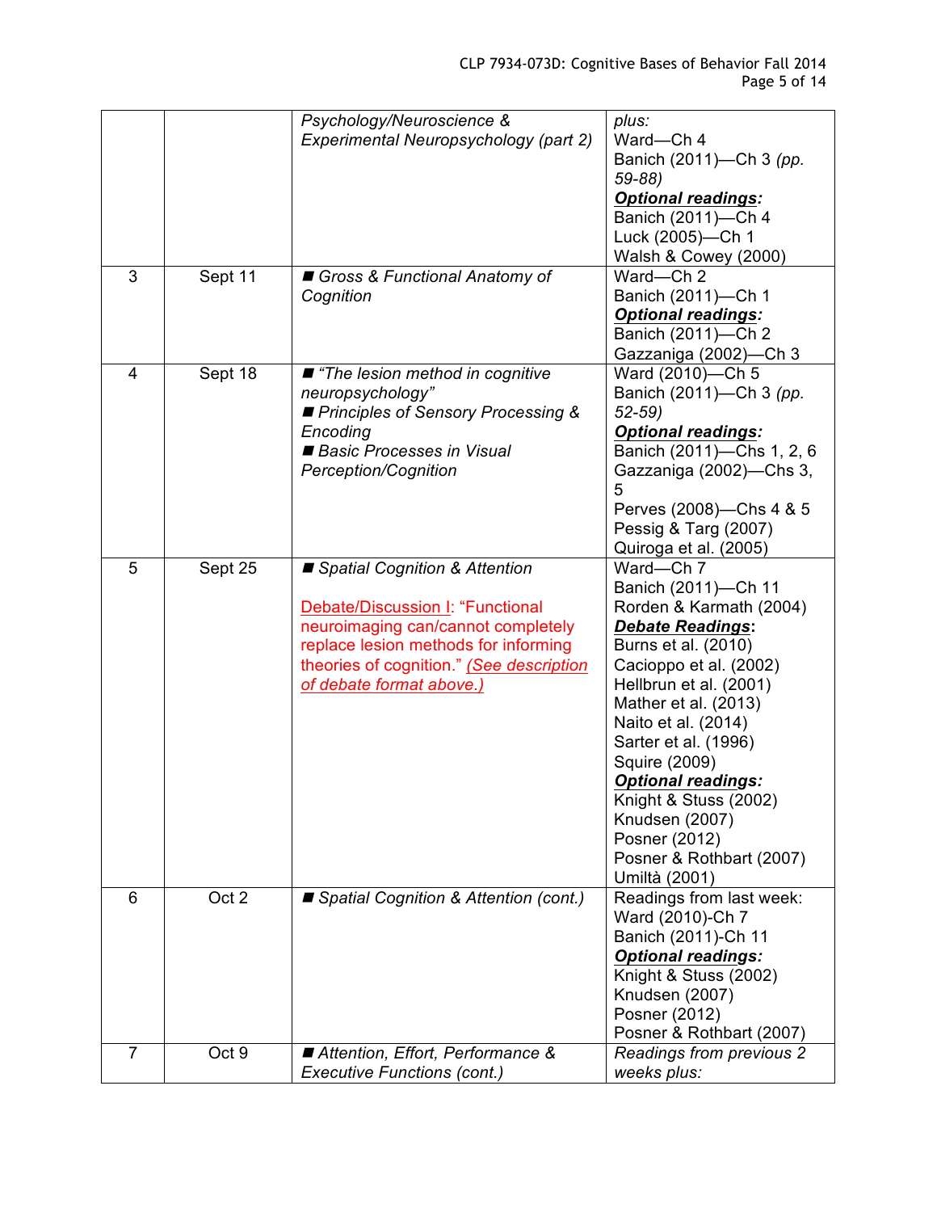| | | | |
|---|---|---|---|
| | | *Psychology/Neuroscience & Experimental Neuropsychology (part 2)* | *plus:*<br>Ward—Ch 4<br>Banich (2011)—Ch 3 *(pp. 59-88)*<br>***Optional readings:***<br>Banich (2011)—Ch 4<br>Luck (2005)—Ch 1<br>Walsh & Cowey (2000) |
| 3 | Sept 11 | ■ *Gross & Functional Anatomy of Cognition* | Ward—Ch 2<br>Banich (2011)—Ch 1<br>***Optional readings:***<br>Banich (2011)—Ch 2<br>Gazzaniga (2002)—Ch 3 |
| 4 | Sept 18 | ■ *"The lesion method in cognitive neuropsychology"*<br>■ *Principles of Sensory Processing & Encoding*<br>■ *Basic Processes in Visual Perception/Cognition* | Ward (2010)—Ch 5<br>Banich (2011)—Ch 3 *(pp. 52-59)*<br>***Optional readings:***<br>Banich (2011)—Chs 1, 2, 6<br>Gazzaniga (2002)—Chs 3, 5<br>Perves (2008)—Chs 4 & 5<br>Pessig & Targ (2007)<br>Quiroga et al. (2005) |
| 5 | Sept 25 | ■ *Spatial Cognition & Attention*<br><br>Debate/Discussion I: "Functional neuroimaging can/cannot completely replace lesion methods for informing theories of cognition." *(See description of debate format above.)* | Ward—Ch 7<br>Banich (2011)—Ch 11<br>Rorden & Karmath (2004)<br>***Debate Readings***:<br>Burns et al. (2010)<br>Cacioppo et al. (2002)<br>Hellbrun et al. (2001)<br>Mather et al. (2013)<br>Naito et al. (2014)<br>Sarter et al. (1996)<br>Squire (2009)<br>***Optional readings:***<br>Knight & Stuss (2002)<br>Knudsen (2007)<br>Posner (2012)<br>Posner & Rothbart (2007)<br>Umiltà (2001) |
| 6 | Oct 2 | ■ *Spatial Cognition & Attention (cont.)* | Readings from last week:<br>Ward (2010)-Ch 7<br>Banich (2011)-Ch 11<br>***Optional readings:***<br>Knight & Stuss (2002)<br>Knudsen (2007)<br>Posner (2012)<br>Posner & Rothbart (2007) |
| 7 | Oct 9 | ■ *Attention, Effort, Performance & Executive Functions (cont.)* | *Readings from previous 2 weeks plus:* |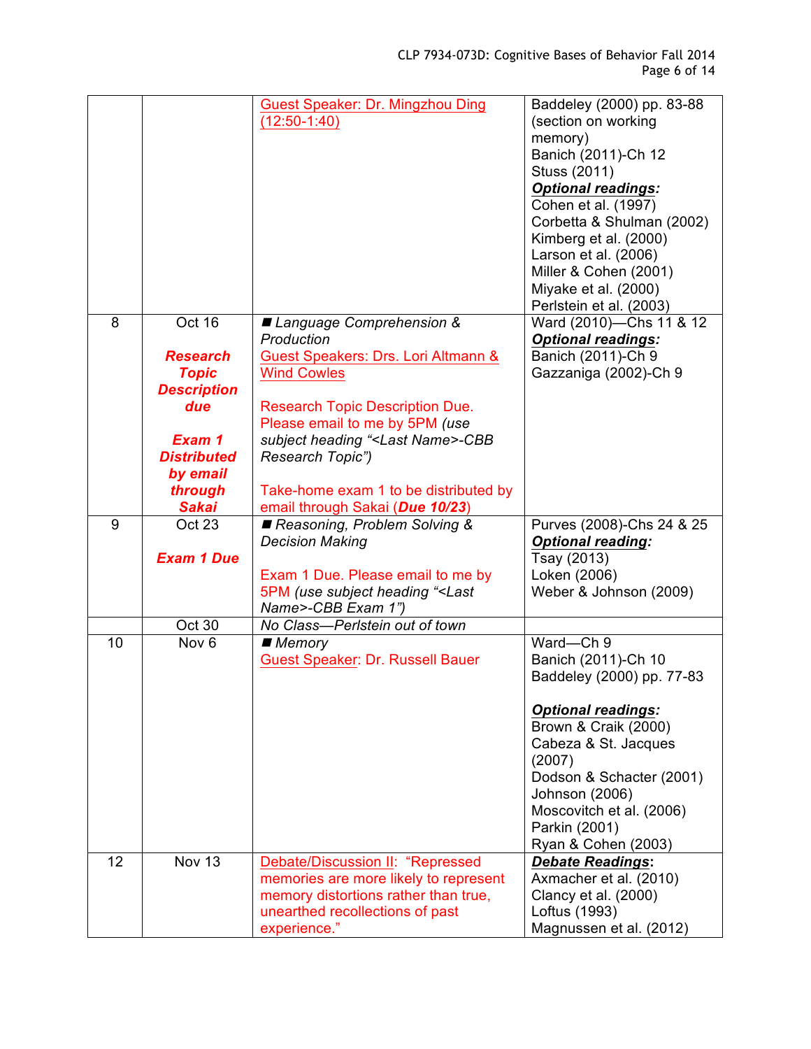| | | | |
|---|---|---|---|
| | | Guest Speaker: Dr. Mingzhou Ding (12:50-1:40) | Baddeley (2000) pp. 83-88 (section on working memory)<br>Banich (2011)-Ch 12<br>Stuss (2011)<br>***Optional readings:***<br>Cohen et al. (1997)<br>Corbetta & Shulman (2002)<br>Kimberg et al. (2000)<br>Larson et al. (2006)<br>Miller & Cohen (2001)<br>Miyake et al. (2000)<br>Perlstein et al. (2003) |
| 8 | Oct 16<br><br>***Research Topic Description due***<br><br>***Exam 1 Distributed by email through Sakai*** | ■ *Language Comprehension & Production*<br>Guest Speakers: Drs. Lori Altmann & Wind Cowles<br><br>Research Topic Description Due. Please email to me by 5PM *(use subject heading "<Last Name>-CBB Research Topic")*<br><br>Take-home exam 1 to be distributed by email through Sakai (***Due 10/23***) | Ward (2010)—Chs 11 & 12<br>***Optional readings:***<br>Banich (2011)-Ch 9<br>Gazzaniga (2002)-Ch 9 |
| 9 | Oct 23<br><br>***Exam 1 Due*** | ■ *Reasoning, Problem Solving & Decision Making*<br><br>Exam 1 Due. Please email to me by 5PM *(use subject heading "<Last Name>-CBB Exam 1")* | Purves (2008)-Chs 24 & 25<br>***Optional reading:***<br>Tsay (2013)<br>Loken (2006)<br>Weber & Johnson (2009) |
| | Oct 30 | *No Class—Perlstein out of town* | |
| 10 | Nov 6 | ■ *Memory*<br>Guest Speaker: Dr. Russell Bauer | Ward—Ch 9<br>Banich (2011)-Ch 10<br>Baddeley (2000) pp. 77-83<br><br>***Optional readings:***<br>Brown & Craik (2000)<br>Cabeza & St. Jacques (2007)<br>Dodson & Schacter (2001)<br>Johnson (2006)<br>Moscovitch et al. (2006)<br>Parkin (2001)<br>Ryan & Cohen (2003) |
| 12 | Nov 13 | Debate/Discussion II: "Repressed memories are more likely to represent memory distortions rather than true, unearthed recollections of past experience." | ***Debate Readings*:**<br>Axmacher et al. (2010)<br>Clancy et al. (2000)<br>Loftus (1993)<br>Magnussen et al. (2012) |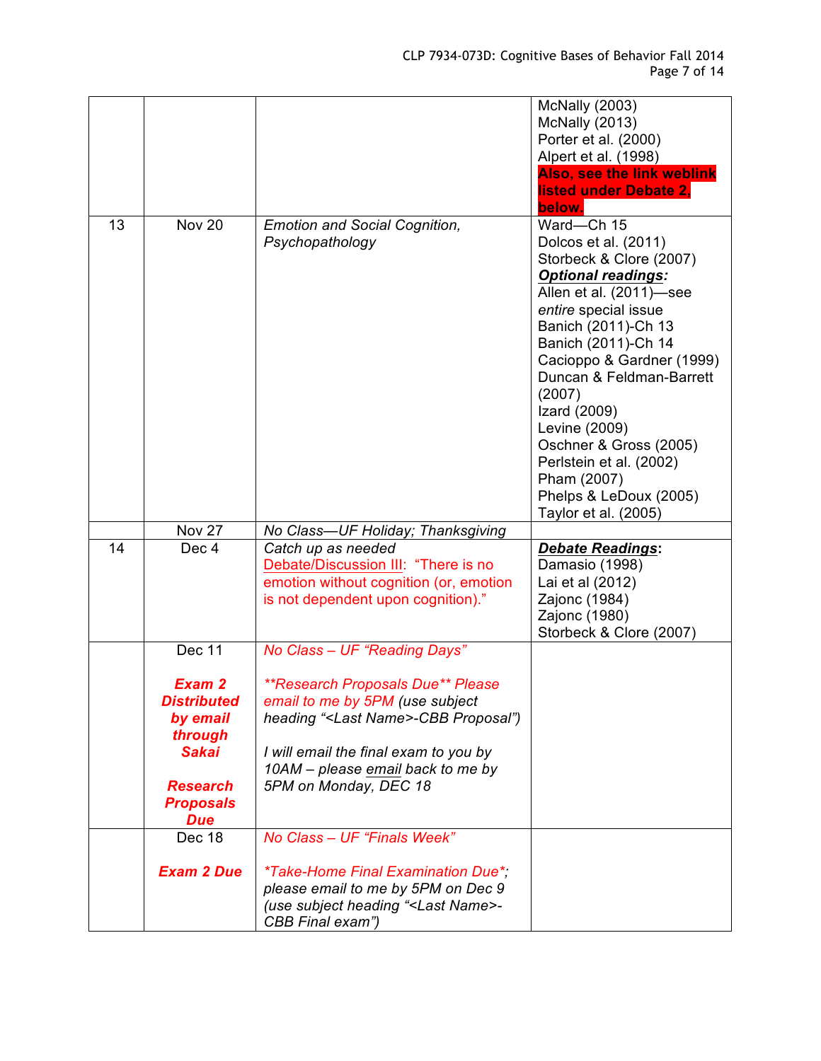| | | | |
|---|---|---|---|
| | | | McNally (2003)<br>McNally (2013)<br>Porter et al. (2000)<br>Alpert et al. (1998)<br>**Also, see the link weblink listed under Debate 2, below.** |
| 13 | Nov 20 | *Emotion and Social Cognition, Psychopathology* | Ward—Ch 15<br>Dolcos et al. (2011)<br>Storbeck & Clore (2007)<br>***Optional readings*:**<br>Allen et al. (2011)—see *entire* special issue<br>Banich (2011)-Ch 13<br>Banich (2011)-Ch 14<br>Cacioppo & Gardner (1999)<br>Duncan & Feldman-Barrett (2007)<br>Izard (2009)<br>Levine (2009)<br>Oschner & Gross (2005)<br>Perlstein et al. (2002)<br>Pham (2007)<br>Phelps & LeDoux (2005)<br>Taylor et al. (2005) |
| | Nov 27 | *No Class—UF Holiday; Thanksgiving* | |
| 14 | Dec 4 | *Catch up as needed*<br>Debate/Discussion III: "There is no emotion without cognition (or, emotion is not dependent upon cognition)." | ***Debate Readings*:**<br>Damasio (1998)<br>Lai et al (2012)<br>Zajonc (1984)<br>Zajonc (1980)<br>Storbeck & Clore (2007) |
| | Dec 11<br><br>***Exam 2 Distributed by email through Sakai***<br><br>***Research Proposals Due*** | *No Class – UF "Reading Days"*<br><br>*\*\*Research Proposals Due\*\* Please email to me by 5PM (use subject heading "<Last Name>-CBB Proposal")*<br><br>*I will email the final exam to you by 10AM – please email back to me by 5PM on Monday, DEC 18* | |
| | Dec 18<br><br>***Exam 2 Due*** | *No Class – UF "Finals Week"*<br><br>*\*Take-Home Final Examination Due\*; please email to me by 5PM on Dec 9 (use subject heading "<Last Name>-CBB Final exam")* | |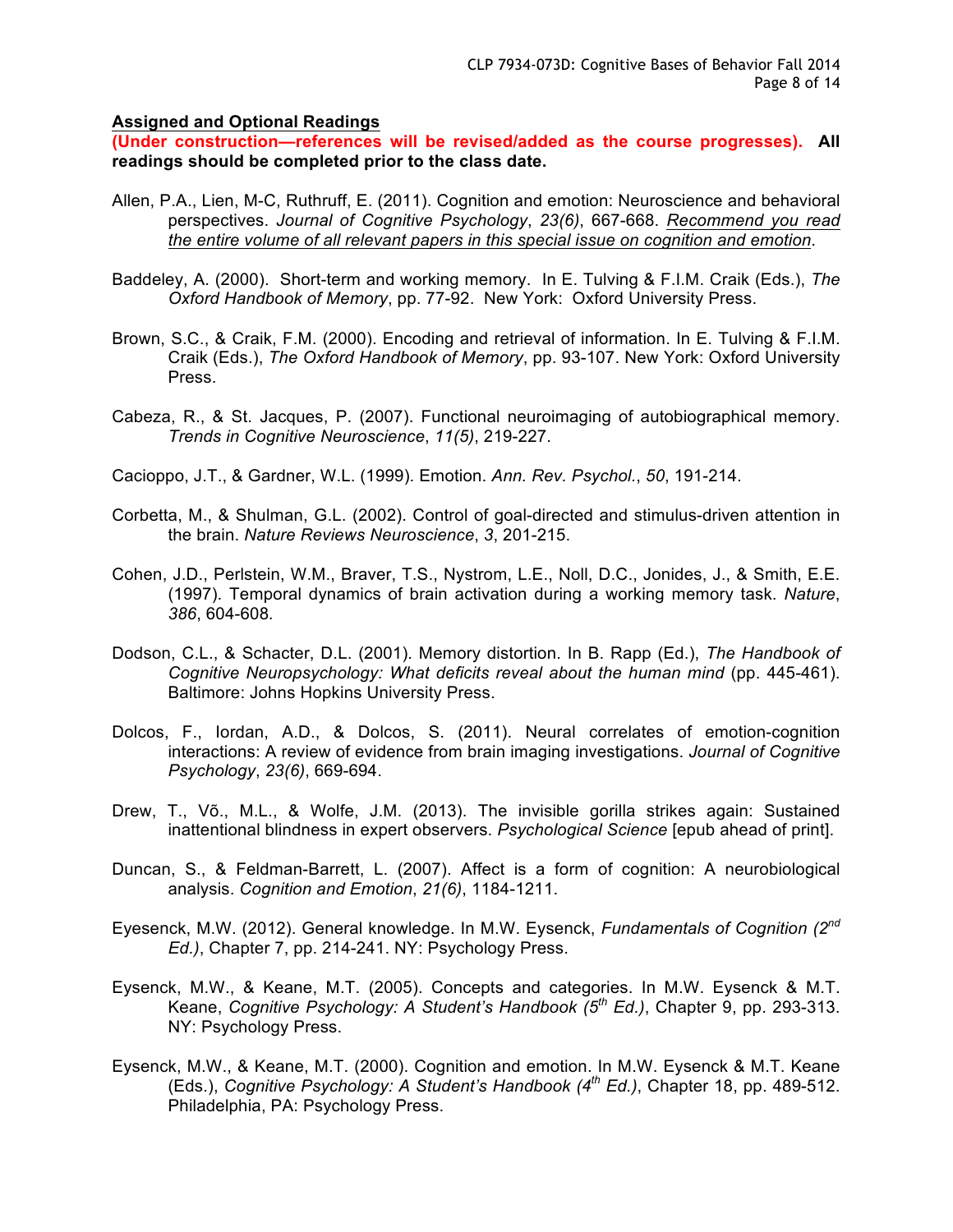**<u>Assigned and Optional Readings</u>**

**(Under construction—references will be revised/added as the course progresses). All readings should be completed prior to the class date.**

Allen, P.A., Lien, M-C, Ruthruff, E. (2011). Cognition and emotion: Neuroscience and behavioral perspectives. *Journal of Cognitive Psychology*, *23(6)*, 667-668. <u>*Recommend you read the entire volume of all relevant papers in this special issue on cognition and emotion*</u>.

Baddeley, A. (2000). Short-term and working memory. In E. Tulving & F.I.M. Craik (Eds.), *The Oxford Handbook of Memory*, pp. 77-92. New York: Oxford University Press.

Brown, S.C., & Craik, F.M. (2000). Encoding and retrieval of information. In E. Tulving & F.I.M. Craik (Eds.), *The Oxford Handbook of Memory*, pp. 93-107. New York: Oxford University Press.

Cabeza, R., & St. Jacques, P. (2007). Functional neuroimaging of autobiographical memory. *Trends in Cognitive Neuroscience*, *11(5)*, 219-227.

Cacioppo, J.T., & Gardner, W.L. (1999). Emotion. *Ann. Rev. Psychol.*, *50*, 191-214.

Corbetta, M., & Shulman, G.L. (2002). Control of goal-directed and stimulus-driven attention in the brain. *Nature Reviews Neuroscience*, *3*, 201-215.

Cohen, J.D., Perlstein, W.M., Braver, T.S., Nystrom, L.E., Noll, D.C., Jonides, J., & Smith, E.E. (1997). Temporal dynamics of brain activation during a working memory task. *Nature*, *386*, 604-608.

Dodson, C.L., & Schacter, D.L. (2001). Memory distortion. In B. Rapp (Ed.), *The Handbook of Cognitive Neuropsychology: What deficits reveal about the human mind* (pp. 445-461). Baltimore: Johns Hopkins University Press.

Dolcos, F., Iordan, A.D., & Dolcos, S. (2011). Neural correlates of emotion-cognition interactions: A review of evidence from brain imaging investigations. *Journal of Cognitive Psychology*, *23(6)*, 669-694.

Drew, T., Võ., M.L., & Wolfe, J.M. (2013). The invisible gorilla strikes again: Sustained inattentional blindness in expert observers. *Psychological Science* [epub ahead of print].

Duncan, S., & Feldman-Barrett, L. (2007). Affect is a form of cognition: A neurobiological analysis. *Cognition and Emotion*, *21(6)*, 1184-1211.

Eyesenck, M.W. (2012). General knowledge. In M.W. Eysenck, *Fundamentals of Cognition (2nd Ed.)*, Chapter 7, pp. 214-241. NY: Psychology Press.

Eysenck, M.W., & Keane, M.T. (2005). Concepts and categories. In M.W. Eysenck & M.T. Keane, *Cognitive Psychology: A Student's Handbook (5th Ed.)*, Chapter 9, pp. 293-313. NY: Psychology Press.

Eysenck, M.W., & Keane, M.T. (2000). Cognition and emotion. In M.W. Eysenck & M.T. Keane (Eds.), *Cognitive Psychology: A Student's Handbook (4th Ed.)*, Chapter 18, pp. 489-512. Philadelphia, PA: Psychology Press.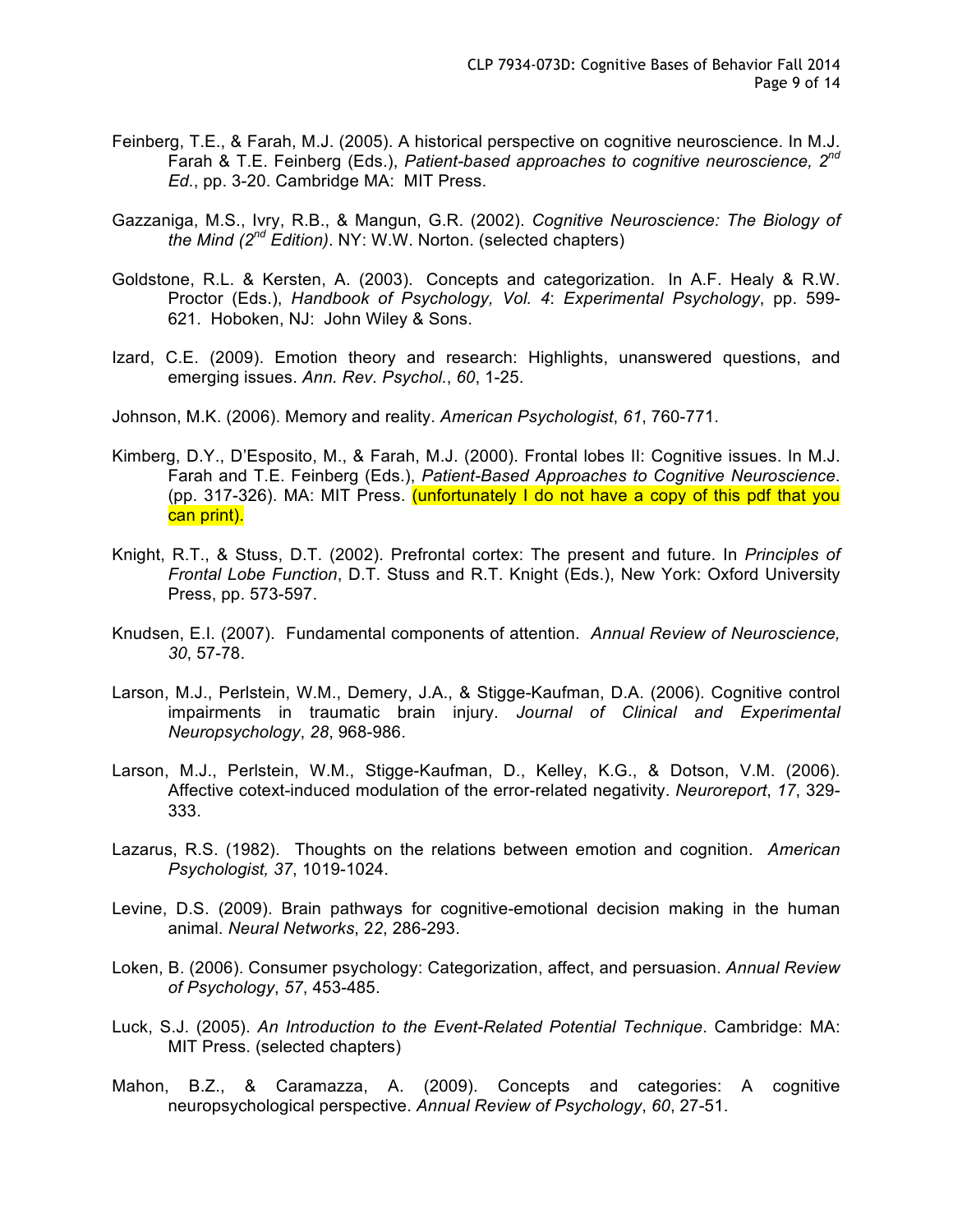Feinberg, T.E., & Farah, M.J. (2005). A historical perspective on cognitive neuroscience. In M.J. Farah & T.E. Feinberg (Eds.), *Patient-based approaches to cognitive neuroscience, 2nd Ed.*, pp. 3-20. Cambridge MA: MIT Press.

Gazzaniga, M.S., Ivry, R.B., & Mangun, G.R. (2002). *Cognitive Neuroscience: The Biology of the Mind (2nd Edition)*. NY: W.W. Norton. (selected chapters)

Goldstone, R.L. & Kersten, A. (2003). Concepts and categorization. In A.F. Healy & R.W. Proctor (Eds.), *Handbook of Psychology, Vol. 4*: *Experimental Psychology*, pp. 599-621. Hoboken, NJ: John Wiley & Sons.

Izard, C.E. (2009). Emotion theory and research: Highlights, unanswered questions, and emerging issues. *Ann. Rev. Psychol.*, *60*, 1-25.

Johnson, M.K. (2006). Memory and reality. *American Psychologist*, *61*, 760-771.

Kimberg, D.Y., D'Esposito, M., & Farah, M.J. (2000). Frontal lobes II: Cognitive issues. In M.J. Farah and T.E. Feinberg (Eds.), *Patient-Based Approaches to Cognitive Neuroscience*. (pp. 317-326). MA: MIT Press. (unfortunately I do not have a copy of this pdf that you can print).

Knight, R.T., & Stuss, D.T. (2002). Prefrontal cortex: The present and future. In *Principles of Frontal Lobe Function*, D.T. Stuss and R.T. Knight (Eds.), New York: Oxford University Press, pp. 573-597.

Knudsen, E.I. (2007). Fundamental components of attention. *Annual Review of Neuroscience, 30*, 57-78.

Larson, M.J., Perlstein, W.M., Demery, J.A., & Stigge-Kaufman, D.A. (2006). Cognitive control impairments in traumatic brain injury. *Journal of Clinical and Experimental Neuropsychology*, *28*, 968-986.

Larson, M.J., Perlstein, W.M., Stigge-Kaufman, D., Kelley, K.G., & Dotson, V.M. (2006). Affective cotext-induced modulation of the error-related negativity. *Neuroreport*, *17*, 329-333.

Lazarus, R.S. (1982). Thoughts on the relations between emotion and cognition. *American Psychologist, 37*, 1019-1024.

Levine, D.S. (2009). Brain pathways for cognitive-emotional decision making in the human animal. *Neural Networks*, *22*, 286-293.

Loken, B. (2006). Consumer psychology: Categorization, affect, and persuasion. *Annual Review of Psychology*, *57*, 453-485.

Luck, S.J. (2005). *An Introduction to the Event-Related Potential Technique*. Cambridge: MA: MIT Press. (selected chapters)

Mahon, B.Z., & Caramazza, A. (2009). Concepts and categories: A cognitive neuropsychological perspective. *Annual Review of Psychology*, *60*, 27-51.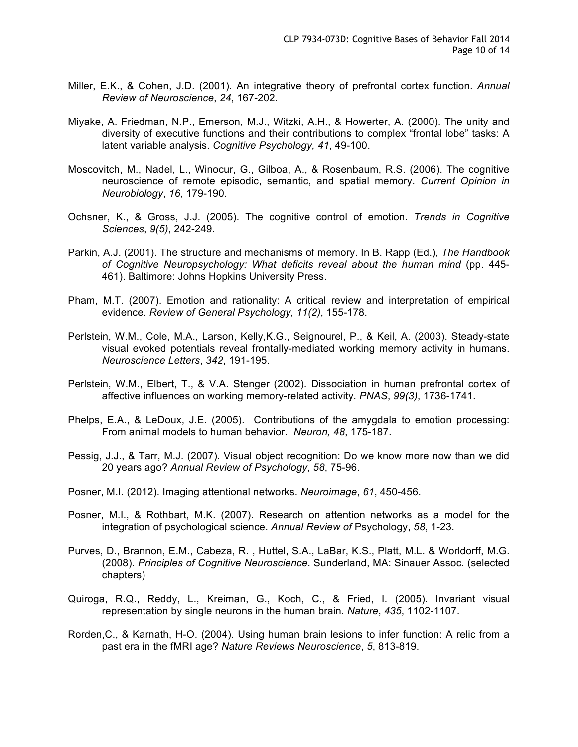Miller, E.K., & Cohen, J.D. (2001). An integrative theory of prefrontal cortex function. *Annual Review of Neuroscience*, *24*, 167-202.

Miyake, A. Friedman, N.P., Emerson, M.J., Witzki, A.H., & Howerter, A. (2000). The unity and diversity of executive functions and their contributions to complex “frontal lobe” tasks: A latent variable analysis. *Cognitive Psychology, 41*, 49-100.

Moscovitch, M., Nadel, L., Winocur, G., Gilboa, A., & Rosenbaum, R.S. (2006). The cognitive neuroscience of remote episodic, semantic, and spatial memory. *Current Opinion in Neurobiology*, *16*, 179-190.

Ochsner, K., & Gross, J.J. (2005). The cognitive control of emotion. *Trends in Cognitive Sciences*, *9(5)*, 242-249.

Parkin, A.J. (2001). The structure and mechanisms of memory. In B. Rapp (Ed.), *The Handbook of Cognitive Neuropsychology: What deficits reveal about the human mind* (pp. 445-461). Baltimore: Johns Hopkins University Press.

Pham, M.T. (2007). Emotion and rationality: A critical review and interpretation of empirical evidence. *Review of General Psychology*, *11(2)*, 155-178.

Perlstein, W.M., Cole, M.A., Larson, Kelly,K.G., Seignourel, P., & Keil, A. (2003). Steady-state visual evoked potentials reveal frontally-mediated working memory activity in humans. *Neuroscience Letters*, *342*, 191-195.

Perlstein, W.M., Elbert, T., & V.A. Stenger (2002). Dissociation in human prefrontal cortex of affective influences on working memory-related activity. *PNAS*, *99(3)*, 1736-1741.

Phelps, E.A., & LeDoux, J.E. (2005). Contributions of the amygdala to emotion processing: From animal models to human behavior. *Neuron, 48*, 175-187.

Pessig, J.J., & Tarr, M.J. (2007). Visual object recognition: Do we know more now than we did 20 years ago? *Annual Review of Psychology*, *58*, 75-96.

Posner, M.I. (2012). Imaging attentional networks. *Neuroimage*, *61*, 450-456.

Posner, M.I., & Rothbart, M.K. (2007). Research on attention networks as a model for the integration of psychological science. *Annual Review of* Psychology, *58*, 1-23.

Purves, D., Brannon, E.M., Cabeza, R. , Huttel, S.A., LaBar, K.S., Platt, M.L. & Worldorff, M.G. (2008). *Principles of Cognitive Neuroscience*. Sunderland, MA: Sinauer Assoc. (selected chapters)

Quiroga, R.Q., Reddy, L., Kreiman, G., Koch, C., & Fried, I. (2005). Invariant visual representation by single neurons in the human brain. *Nature*, *435*, 1102-1107.

Rorden,C., & Karnath, H-O. (2004). Using human brain lesions to infer function: A relic from a past era in the fMRI age? *Nature Reviews Neuroscience*, *5*, 813-819.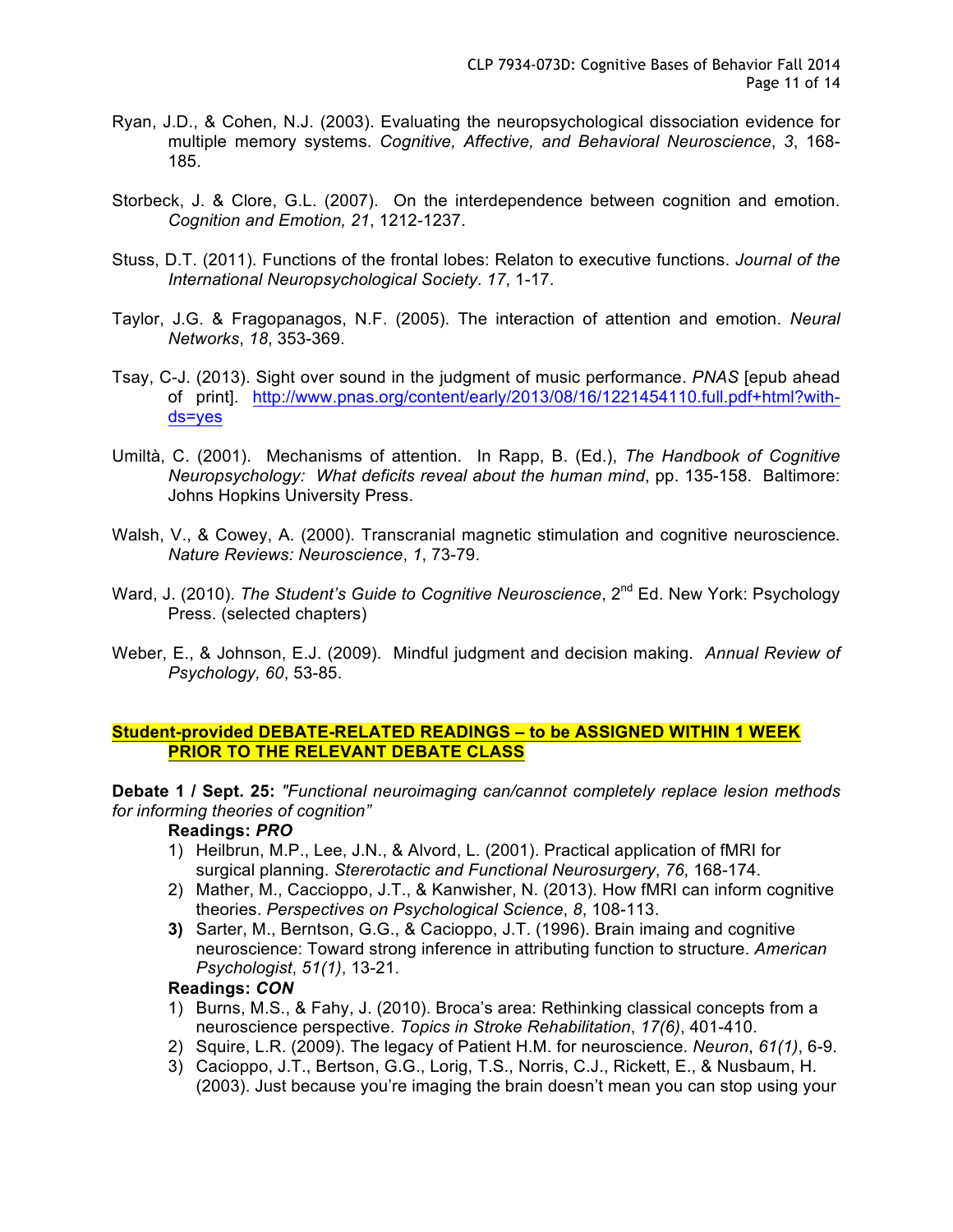Ryan, J.D., & Cohen, N.J. (2003). Evaluating the neuropsychological dissociation evidence for multiple memory systems. *Cognitive, Affective, and Behavioral Neuroscience*, *3*, 168-185.

Storbeck, J. & Clore, G.L. (2007). On the interdependence between cognition and emotion. *Cognition and Emotion, 21*, 1212-1237.

Stuss, D.T. (2011). Functions of the frontal lobes: Relaton to executive functions. *Journal of the International Neuropsychological Society*. *17*, 1-17.

Taylor, J.G. & Fragopanagos, N.F. (2005). The interaction of attention and emotion. *Neural Networks*, *18*, 353-369.

Tsay, C-J. (2013). Sight over sound in the judgment of music performance. *PNAS* [epub ahead of print]. http://www.pnas.org/content/early/2013/08/16/1221454110.full.pdf+html?with-ds=yes

Umiltà, C. (2001). Mechanisms of attention. In Rapp, B. (Ed.), *The Handbook of Cognitive Neuropsychology: What deficits reveal about the human mind*, pp. 135-158. Baltimore: Johns Hopkins University Press.

Walsh, V., & Cowey, A. (2000). Transcranial magnetic stimulation and cognitive neuroscience. *Nature Reviews: Neuroscience*, *1*, 73-79.

Ward, J. (2010). *The Student's Guide to Cognitive Neuroscience*, 2nd Ed. New York: Psychology Press. (selected chapters)

Weber, E., & Johnson, E.J. (2009). Mindful judgment and decision making. *Annual Review of Psychology, 60*, 53-85.

**Student-provided DEBATE-RELATED READINGS – to be ASSIGNED WITHIN 1 WEEK PRIOR TO THE RELEVANT DEBATE CLASS**

**Debate 1 / Sept. 25:** *"Functional neuroimaging can/cannot completely replace lesion methods for informing theories of cognition"*

**Readings: *PRO***

1) Heilbrun, M.P., Lee, J.N., & Alvord, L. (2001). Practical application of fMRI for surgical planning. *Stererotactic and Functional Neurosurgery*, *76*, 168-174.
2) Mather, M., Caccioppo, J.T., & Kanwisher, N. (2013). How fMRI can inform cognitive theories. *Perspectives on Psychological Science*, *8*, 108-113.
3) Sarter, M., Berntson, G.G., & Cacioppo, J.T. (1996). Brain imaing and cognitive neuroscience: Toward strong inference in attributing function to structure. *American Psychologist*, *51(1)*, 13-21.

**Readings: *CON***

1) Burns, M.S., & Fahy, J. (2010). Broca's area: Rethinking classical concepts from a neuroscience perspective. *Topics in Stroke Rehabilitation*, *17(6)*, 401-410.
2) Squire, L.R. (2009). The legacy of Patient H.M. for neuroscience. *Neuron*, *61(1)*, 6-9.
3) Cacioppo, J.T., Bertson, G.G., Lorig, T.S., Norris, C.J., Rickett, E., & Nusbaum, H. (2003). Just because you're imaging the brain doesn't mean you can stop using your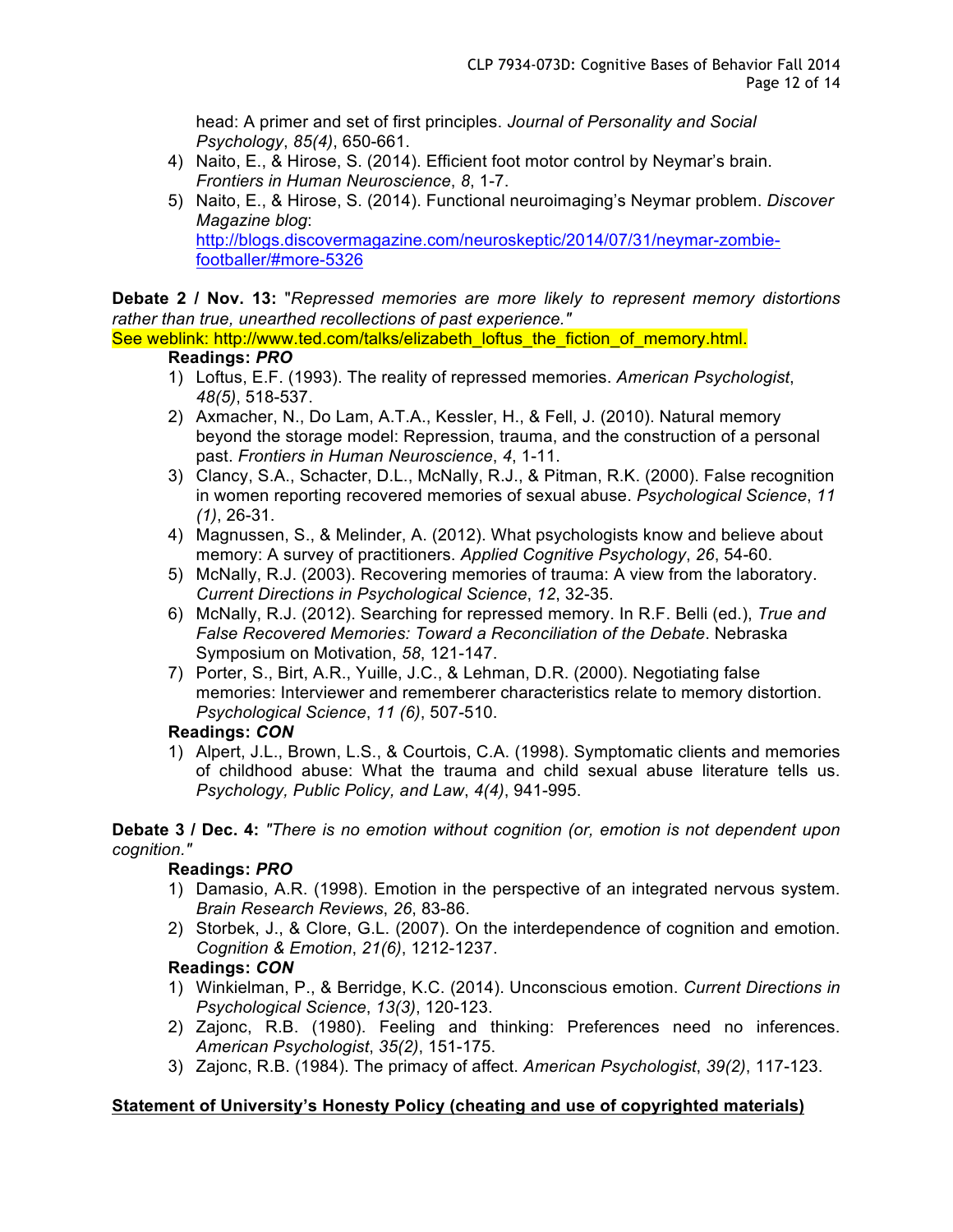head: A primer and set of first principles. *Journal of Personality and Social Psychology*, *85(4)*, 650-661.
4) Naito, E., & Hirose, S. (2014). Efficient foot motor control by Neymar's brain. *Frontiers in Human Neuroscience*, *8*, 1-7.
5) Naito, E., & Hirose, S. (2014). Functional neuroimaging's Neymar problem. *Discover Magazine blog*: http://blogs.discovermagazine.com/neuroskeptic/2014/07/31/neymar-zombie-footballer/#more-5326

**Debate 2 / Nov. 13:** "*Repressed memories are more likely to represent memory distortions rather than true, unearthed recollections of past experience.*"
See weblink: http://www.ted.com/talks/elizabeth_loftus_the_fiction_of_memory.html.

**Readings:** ***PRO***

1) Loftus, E.F. (1993). The reality of repressed memories. *American Psychologist*, *48(5)*, 518-537.
2) Axmacher, N., Do Lam, A.T.A., Kessler, H., & Fell, J. (2010). Natural memory beyond the storage model: Repression, trauma, and the construction of a personal past. *Frontiers in Human Neuroscience*, *4*, 1-11.
3) Clancy, S.A., Schacter, D.L., McNally, R.J., & Pitman, R.K. (2000). False recognition in women reporting recovered memories of sexual abuse. *Psychological Science*, *11 (1)*, 26-31.
4) Magnussen, S., & Melinder, A. (2012). What psychologists know and believe about memory: A survey of practitioners. *Applied Cognitive Psychology*, *26*, 54-60.
5) McNally, R.J. (2003). Recovering memories of trauma: A view from the laboratory. *Current Directions in Psychological Science*, *12*, 32-35.
6) McNally, R.J. (2012). Searching for repressed memory. In R.F. Belli (ed.), *True and False Recovered Memories: Toward a Reconciliation of the Debate*. Nebraska Symposium on Motivation, *58*, 121-147.
7) Porter, S., Birt, A.R., Yuille, J.C., & Lehman, D.R. (2000). Negotiating false memories: Interviewer and rememberer characteristics relate to memory distortion. *Psychological Science*, *11 (6)*, 507-510.

**Readings:** ***CON***

1) Alpert, J.L., Brown, L.S., & Courtois, C.A. (1998). Symptomatic clients and memories of childhood abuse: What the trauma and child sexual abuse literature tells us. *Psychology, Public Policy, and Law*, *4(4)*, 941-995.

**Debate 3 / Dec. 4:** *"There is no emotion without cognition (or, emotion is not dependent upon cognition."*

**Readings:** ***PRO***

1) Damasio, A.R. (1998). Emotion in the perspective of an integrated nervous system. *Brain Research Reviews*, *26*, 83-86.
2) Storbek, J., & Clore, G.L. (2007). On the interdependence of cognition and emotion. *Cognition & Emotion*, *21(6)*, 1212-1237.

**Readings:** ***CON***

1) Winkielman, P., & Berridge, K.C. (2014). Unconscious emotion. *Current Directions in Psychological Science*, *13(3)*, 120-123.
2) Zajonc, R.B. (1980). Feeling and thinking: Preferences need no inferences. *American Psychologist*, *35(2)*, 151-175.
3) Zajonc, R.B. (1984). The primacy of affect. *American Psychologist*, *39(2)*, 117-123.

**Statement of University's Honesty Policy (cheating and use of copyrighted materials)**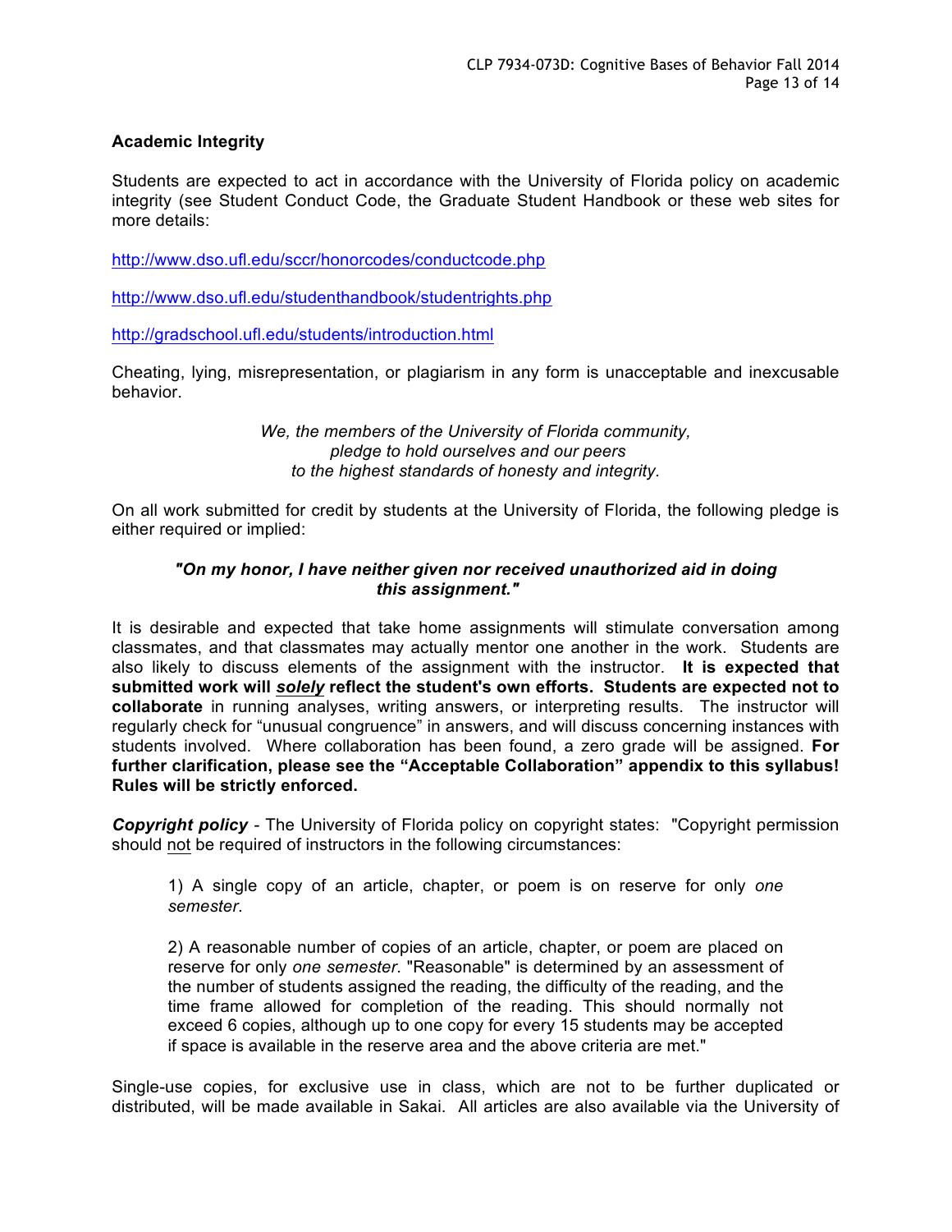### Academic Integrity

Students are expected to act in accordance with the University of Florida policy on academic integrity (see Student Conduct Code, the Graduate Student Handbook or these web sites for more details:

http://www.dso.ufl.edu/sccr/honorcodes/conductcode.php

http://www.dso.ufl.edu/studenthandbook/studentrights.php

http://gradschool.ufl.edu/students/introduction.html

Cheating, lying, misrepresentation, or plagiarism in any form is unacceptable and inexcusable behavior.

*We, the members of the University of Florida community,*
*pledge to hold ourselves and our peers*
*to the highest standards of honesty and integrity.*

On all work submitted for credit by students at the University of Florida, the following pledge is either required or implied:

***"On my honor, I have neither given nor received unauthorized aid in doing this assignment."***

It is desirable and expected that take home assignments will stimulate conversation among classmates, and that classmates may actually mentor one another in the work. Students are also likely to discuss elements of the assignment with the instructor. **It is expected that submitted work will *solely* reflect the student's own efforts. Students are expected not to collaborate** in running analyses, writing answers, or interpreting results. The instructor will regularly check for "unusual congruence" in answers, and will discuss concerning instances with students involved. Where collaboration has been found, a zero grade will be assigned. **For further clarification, please see the "Acceptable Collaboration" appendix to this syllabus! Rules will be strictly enforced.**

***Copyright policy*** - The University of Florida policy on copyright states: "Copyright permission should not be required of instructors in the following circumstances:

> 1) A single copy of an article, chapter, or poem is on reserve for only *one semester*.
>
> 2) A reasonable number of copies of an article, chapter, or poem are placed on reserve for only *one semester*. "Reasonable" is determined by an assessment of the number of students assigned the reading, the difficulty of the reading, and the time frame allowed for completion of the reading. This should normally not exceed 6 copies, although up to one copy for every 15 students may be accepted if space is available in the reserve area and the above criteria are met."

Single-use copies, for exclusive use in class, which are not to be further duplicated or distributed, will be made available in Sakai. All articles are also available via the University of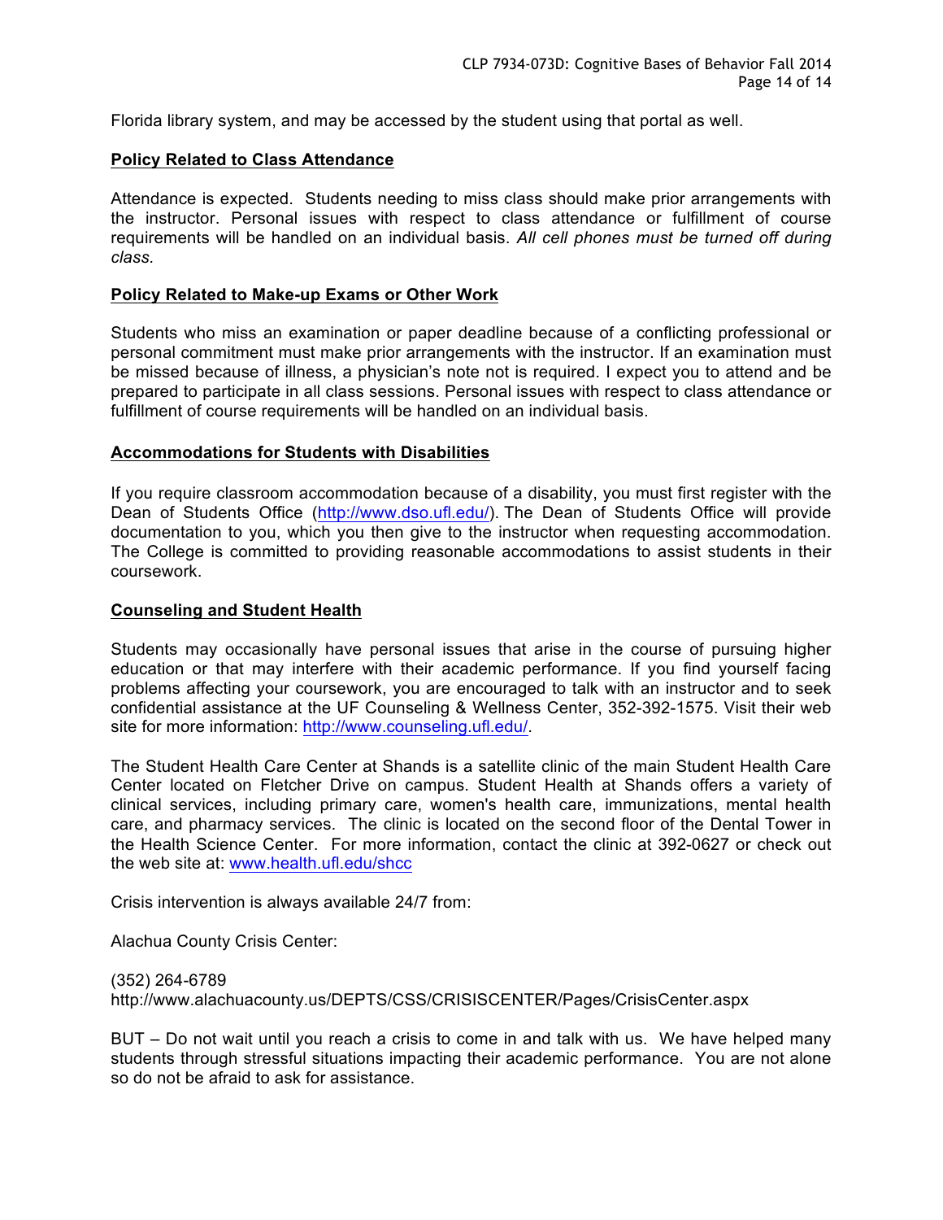Florida library system, and may be accessed by the student using that portal as well.

## Policy Related to Class Attendance

Attendance is expected. Students needing to miss class should make prior arrangements with the instructor. Personal issues with respect to class attendance or fulfillment of course requirements will be handled on an individual basis. *All cell phones must be turned off during class.*

## Policy Related to Make-up Exams or Other Work

Students who miss an examination or paper deadline because of a conflicting professional or personal commitment must make prior arrangements with the instructor. If an examination must be missed because of illness, a physician's note not is required. I expect you to attend and be prepared to participate in all class sessions. Personal issues with respect to class attendance or fulfillment of course requirements will be handled on an individual basis.

## Accommodations for Students with Disabilities

If you require classroom accommodation because of a disability, you must first register with the Dean of Students Office (http://www.dso.ufl.edu/). The Dean of Students Office will provide documentation to you, which you then give to the instructor when requesting accommodation. The College is committed to providing reasonable accommodations to assist students in their coursework.

## Counseling and Student Health

Students may occasionally have personal issues that arise in the course of pursuing higher education or that may interfere with their academic performance. If you find yourself facing problems affecting your coursework, you are encouraged to talk with an instructor and to seek confidential assistance at the UF Counseling & Wellness Center, 352-392-1575. Visit their web site for more information: http://www.counseling.ufl.edu/.

The Student Health Care Center at Shands is a satellite clinic of the main Student Health Care Center located on Fletcher Drive on campus. Student Health at Shands offers a variety of clinical services, including primary care, women's health care, immunizations, mental health care, and pharmacy services. The clinic is located on the second floor of the Dental Tower in the Health Science Center. For more information, contact the clinic at 392-0627 or check out the web site at: www.health.ufl.edu/shcc

Crisis intervention is always available 24/7 from:

Alachua County Crisis Center:

(352) 264-6789
http://www.alachuacounty.us/DEPTS/CSS/CRISISCENTER/Pages/CrisisCenter.aspx

BUT – Do not wait until you reach a crisis to come in and talk with us. We have helped many students through stressful situations impacting their academic performance. You are not alone so do not be afraid to ask for assistance.